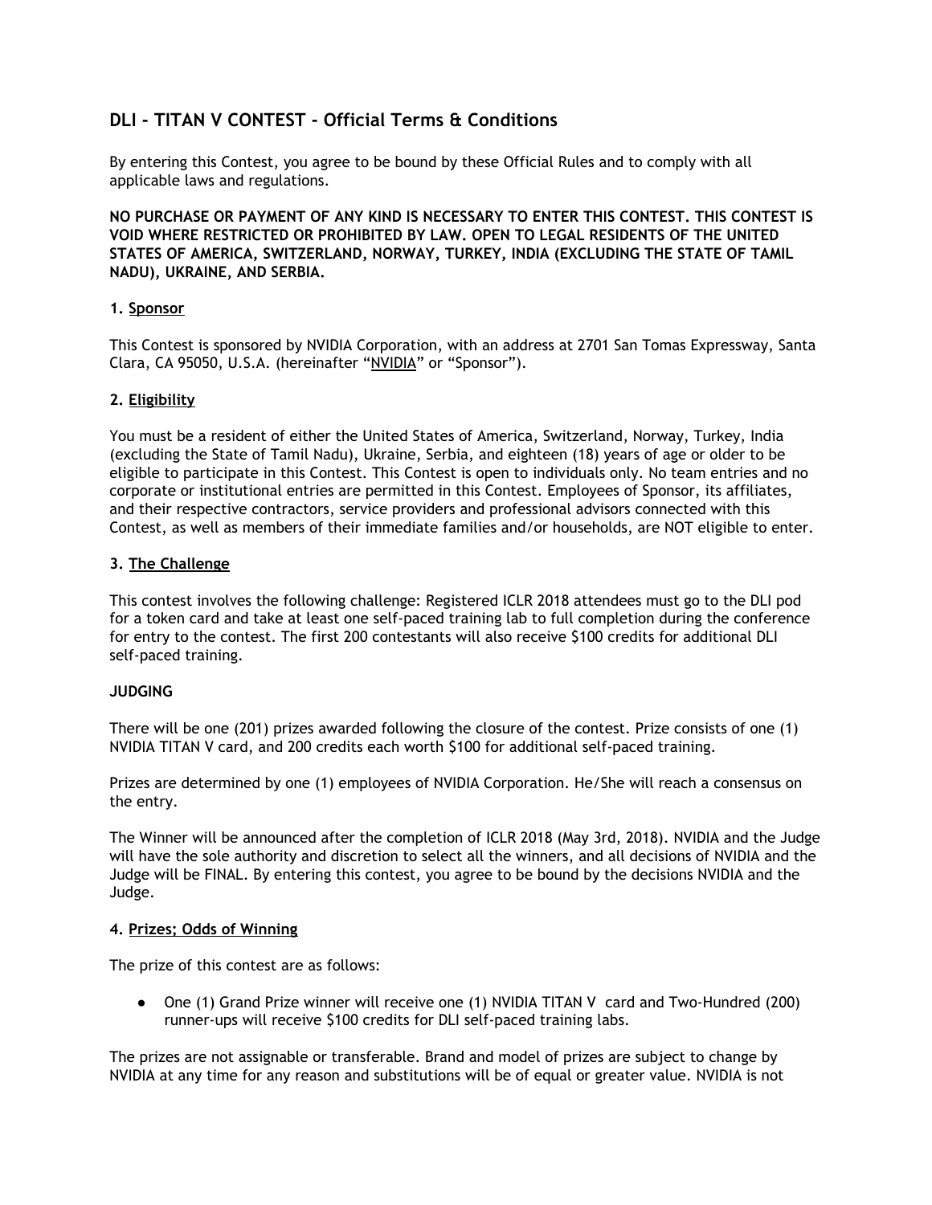# DLI - TITAN V CONTEST - Official Terms & Conditions

By entering this Contest, you agree to be bound by these Official Rules and to comply with all applicable laws and regulations.

**NO PURCHASE OR PAYMENT OF ANY KIND IS NECESSARY TO ENTER THIS CONTEST. THIS CONTEST IS VOID WHERE RESTRICTED OR PROHIBITED BY LAW. OPEN TO LEGAL RESIDENTS OF THE UNITED STATES OF AMERICA, SWITZERLAND, NORWAY, TURKEY, INDIA (EXCLUDING THE STATE OF TAMIL NADU), UKRAINE, AND SERBIA.**

### 1. Sponsor

This Contest is sponsored by NVIDIA Corporation, with an address at 2701 San Tomas Expressway, Santa Clara, CA 95050, U.S.A. (hereinafter "NVIDIA" or "Sponsor").

### 2. Eligibility

You must be a resident of either the United States of America, Switzerland, Norway, Turkey, India (excluding the State of Tamil Nadu), Ukraine, Serbia, and eighteen (18) years of age or older to be eligible to participate in this Contest. This Contest is open to individuals only. No team entries and no corporate or institutional entries are permitted in this Contest. Employees of Sponsor, its affiliates, and their respective contractors, service providers and professional advisors connected with this Contest, as well as members of their immediate families and/or households, are NOT eligible to enter.

### 3. The Challenge

This contest involves the following challenge: Registered ICLR 2018 attendees must go to the DLI pod for a token card and take at least one self-paced training lab to full completion during the conference for entry to the contest. The first 200 contestants will also receive $100 credits for additional DLI self-paced training.

**JUDGING**

There will be one (201) prizes awarded following the closure of the contest. Prize consists of one (1) NVIDIA TITAN V card, and 200 credits each worth $100 for additional self-paced training.

Prizes are determined by one (1) employees of NVIDIA Corporation. He/She will reach a consensus on the entry.

The Winner will be announced after the completion of ICLR 2018 (May 3rd, 2018). NVIDIA and the Judge will have the sole authority and discretion to select all the winners, and all decisions of NVIDIA and the Judge will be FINAL. By entering this contest, you agree to be bound by the decisions NVIDIA and the Judge.

### 4. Prizes; Odds of Winning

The prize of this contest are as follows:

- One (1) Grand Prize winner will receive one (1) NVIDIA TITAN V card and Two-Hundred (200) runner-ups will receive $100 credits for DLI self-paced training labs.

The prizes are not assignable or transferable. Brand and model of prizes are subject to change by NVIDIA at any time for any reason and substitutions will be of equal or greater value. NVIDIA is not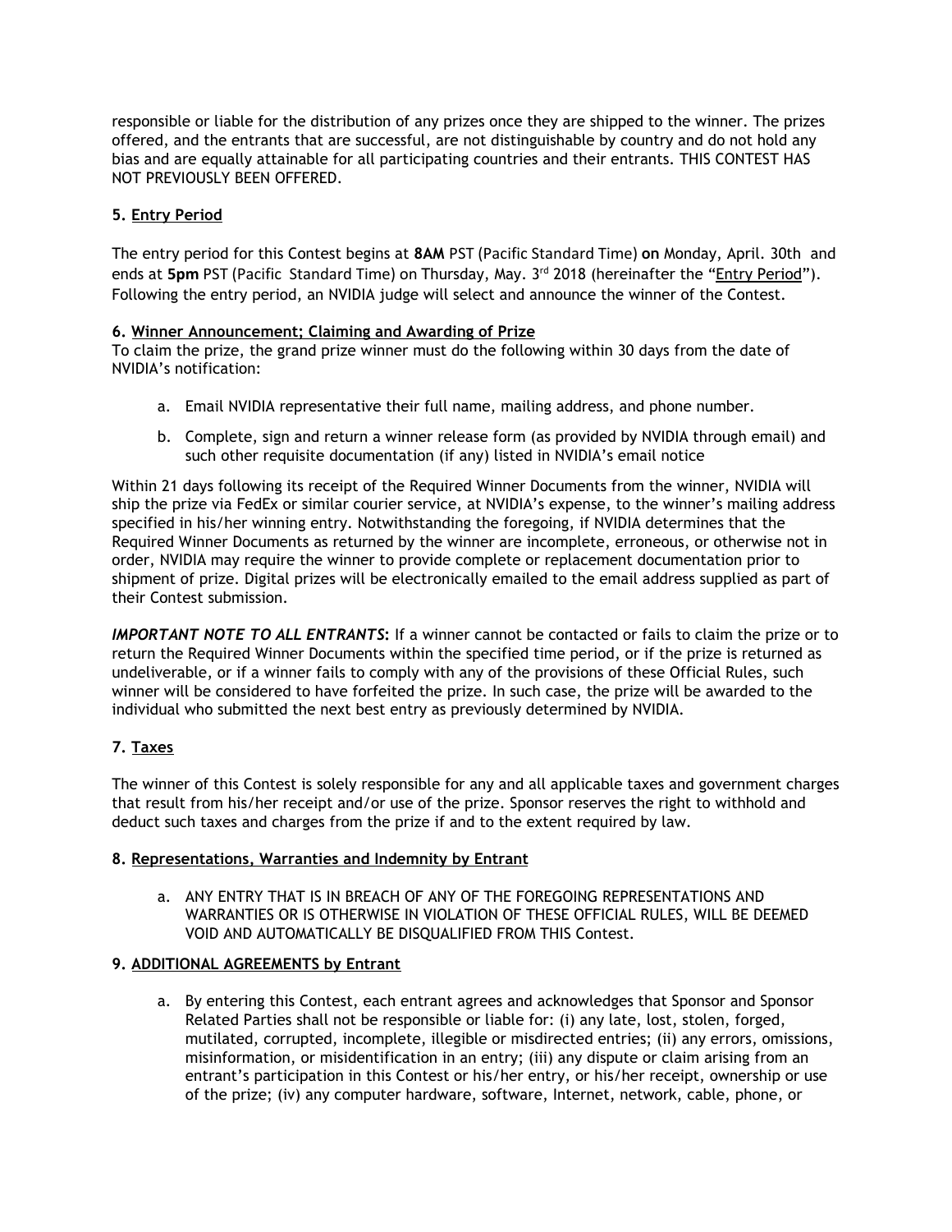responsible or liable for the distribution of any prizes once they are shipped to the winner. The prizes offered, and the entrants that are successful, are not distinguishable by country and do not hold any bias and are equally attainable for all participating countries and their entrants. THIS CONTEST HAS NOT PREVIOUSLY BEEN OFFERED.

**5. Entry Period**

The entry period for this Contest begins at **8AM** PST (Pacific Standard Time) **on** Monday, April. 30th and ends at **5pm** PST (Pacific Standard Time) on Thursday, May. 3rd 2018 (hereinafter the "Entry Period"). Following the entry period, an NVIDIA judge will select and announce the winner of the Contest.

**6. Winner Announcement; Claiming and Awarding of Prize**

To claim the prize, the grand prize winner must do the following within 30 days from the date of NVIDIA's notification:

a. Email NVIDIA representative their full name, mailing address, and phone number.

b. Complete, sign and return a winner release form (as provided by NVIDIA through email) and such other requisite documentation (if any) listed in NVIDIA's email notice

Within 21 days following its receipt of the Required Winner Documents from the winner, NVIDIA will ship the prize via FedEx or similar courier service, at NVIDIA's expense, to the winner's mailing address specified in his/her winning entry. Notwithstanding the foregoing, if NVIDIA determines that the Required Winner Documents as returned by the winner are incomplete, erroneous, or otherwise not in order, NVIDIA may require the winner to provide complete or replacement documentation prior to shipment of prize. Digital prizes will be electronically emailed to the email address supplied as part of their Contest submission.

***IMPORTANT NOTE TO ALL ENTRANTS*:** If a winner cannot be contacted or fails to claim the prize or to return the Required Winner Documents within the specified time period, or if the prize is returned as undeliverable, or if a winner fails to comply with any of the provisions of these Official Rules, such winner will be considered to have forfeited the prize. In such case, the prize will be awarded to the individual who submitted the next best entry as previously determined by NVIDIA.

**7. Taxes**

The winner of this Contest is solely responsible for any and all applicable taxes and government charges that result from his/her receipt and/or use of the prize. Sponsor reserves the right to withhold and deduct such taxes and charges from the prize if and to the extent required by law.

**8. Representations, Warranties and Indemnity by Entrant**

a. ANY ENTRY THAT IS IN BREACH OF ANY OF THE FOREGOING REPRESENTATIONS AND WARRANTIES OR IS OTHERWISE IN VIOLATION OF THESE OFFICIAL RULES, WILL BE DEEMED VOID AND AUTOMATICALLY BE DISQUALIFIED FROM THIS Contest.

**9. ADDITIONAL AGREEMENTS by Entrant**

a. By entering this Contest, each entrant agrees and acknowledges that Sponsor and Sponsor Related Parties shall not be responsible or liable for: (i) any late, lost, stolen, forged, mutilated, corrupted, incomplete, illegible or misdirected entries; (ii) any errors, omissions, misinformation, or misidentification in an entry; (iii) any dispute or claim arising from an entrant's participation in this Contest or his/her entry, or his/her receipt, ownership or use of the prize; (iv) any computer hardware, software, Internet, network, cable, phone, or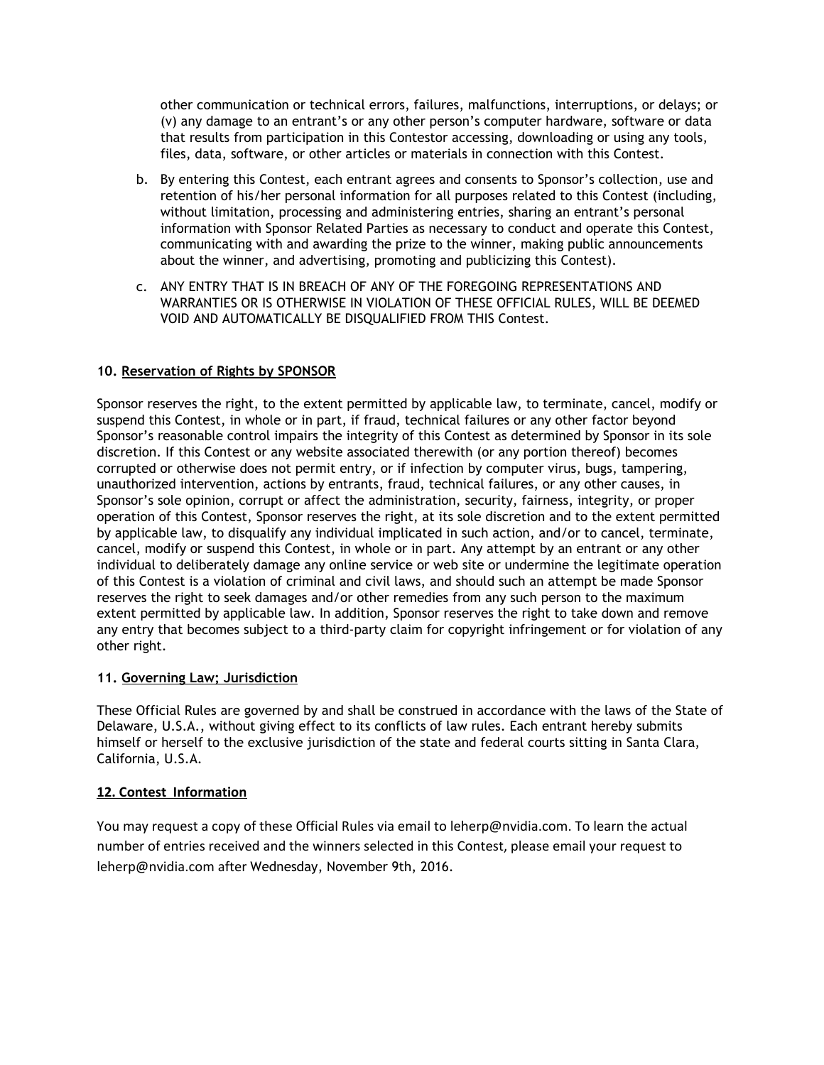other communication or technical errors, failures, malfunctions, interruptions, or delays; or (v) any damage to an entrant's or any other person's computer hardware, software or data that results from participation in this Contestor accessing, downloading or using any tools, files, data, software, or other articles or materials in connection with this Contest.

b. By entering this Contest, each entrant agrees and consents to Sponsor's collection, use and retention of his/her personal information for all purposes related to this Contest (including, without limitation, processing and administering entries, sharing an entrant's personal information with Sponsor Related Parties as necessary to conduct and operate this Contest, communicating with and awarding the prize to the winner, making public announcements about the winner, and advertising, promoting and publicizing this Contest).

c. ANY ENTRY THAT IS IN BREACH OF ANY OF THE FOREGOING REPRESENTATIONS AND WARRANTIES OR IS OTHERWISE IN VIOLATION OF THESE OFFICIAL RULES, WILL BE DEEMED VOID AND AUTOMATICALLY BE DISQUALIFIED FROM THIS Contest.

**10. Reservation of Rights by SPONSOR**

Sponsor reserves the right, to the extent permitted by applicable law, to terminate, cancel, modify or suspend this Contest, in whole or in part, if fraud, technical failures or any other factor beyond Sponsor's reasonable control impairs the integrity of this Contest as determined by Sponsor in its sole discretion. If this Contest or any website associated therewith (or any portion thereof) becomes corrupted or otherwise does not permit entry, or if infection by computer virus, bugs, tampering, unauthorized intervention, actions by entrants, fraud, technical failures, or any other causes, in Sponsor's sole opinion, corrupt or affect the administration, security, fairness, integrity, or proper operation of this Contest, Sponsor reserves the right, at its sole discretion and to the extent permitted by applicable law, to disqualify any individual implicated in such action, and/or to cancel, terminate, cancel, modify or suspend this Contest, in whole or in part. Any attempt by an entrant or any other individual to deliberately damage any online service or web site or undermine the legitimate operation of this Contest is a violation of criminal and civil laws, and should such an attempt be made Sponsor reserves the right to seek damages and/or other remedies from any such person to the maximum extent permitted by applicable law. In addition, Sponsor reserves the right to take down and remove any entry that becomes subject to a third-party claim for copyright infringement or for violation of any other right.

**11. Governing Law; Jurisdiction**

These Official Rules are governed by and shall be construed in accordance with the laws of the State of Delaware, U.S.A., without giving effect to its conflicts of law rules. Each entrant hereby submits himself or herself to the exclusive jurisdiction of the state and federal courts sitting in Santa Clara, California, U.S.A.

**12. Contest Information**

You may request a copy of these Official Rules via email to leherp@nvidia.com. To learn the actual number of entries received and the winners selected in this Contest, please email your request to leherp@nvidia.com after Wednesday, November 9th, 2016.